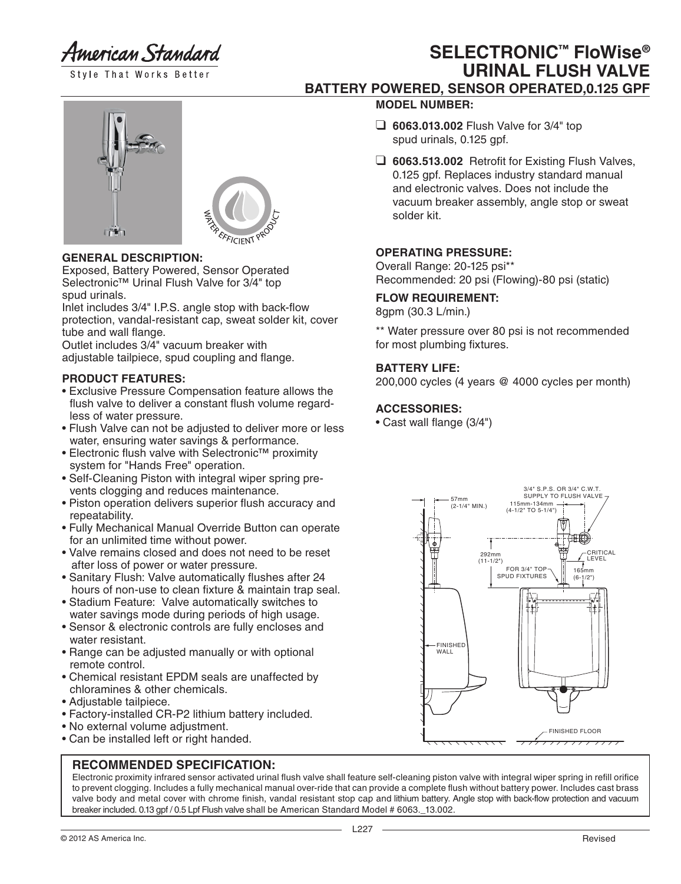American Standard
Style That Works Better

# SELECTRONIC™ FloWise® URINAL FLUSH VALVE

## BATTERY POWERED, SENSOR OPERATED,0.125 GPF

### MODEL NUMBER:

- ❑ **6063.013.002** Flush Valve for 3/4" top spud urinals, 0.125 gpf.
- ❑ **6063.513.002** Retrofit for Existing Flush Valves, 0.125 gpf. Replaces industry standard manual and electronic valves. Does not include the vacuum breaker assembly, angle stop or sweat solder kit.

### GENERAL DESCRIPTION:

Exposed, Battery Powered, Sensor Operated Selectronic™ Urinal Flush Valve for 3/4" top spud urinals.
Inlet includes 3/4" I.P.S. angle stop with back-flow protection, vandal-resistant cap, sweat solder kit, cover tube and wall flange.
Outlet includes 3/4" vacuum breaker with adjustable tailpiece, spud coupling and flange.

### PRODUCT FEATURES:

- Exclusive Pressure Compensation feature allows the flush valve to deliver a constant flush volume regardless of water pressure.
- Flush Valve can not be adjusted to deliver more or less water, ensuring water savings & performance.
- Electronic flush valve with Selectronic™ proximity system for "Hands Free" operation.
- Self-Cleaning Piston with integral wiper spring prevents clogging and reduces maintenance.
- Piston operation delivers superior flush accuracy and repeatability.
- Fully Mechanical Manual Override Button can operate for an unlimited time without power.
- Valve remains closed and does not need to be reset after loss of power or water pressure.
- Sanitary Flush: Valve automatically flushes after 24 hours of non-use to clean fixture & maintain trap seal.
- Stadium Feature: Valve automatically switches to water savings mode during periods of high usage.
- Sensor & electronic controls are fully encloses and water resistant.
- Range can be adjusted manually or with optional remote control.
- Chemical resistant EPDM seals are unaffected by chloramines & other chemicals.
- Adjustable tailpiece.
- Factory-installed CR-P2 lithium battery included.
- No external volume adjustment.
- Can be installed left or right handed.

### OPERATING PRESSURE:

Overall Range: 20-125 psi**
Recommended: 20 psi (Flowing)-80 psi (static)

### FLOW REQUIREMENT:

8gpm (30.3 L/min.)

** Water pressure over 80 psi is not recommended for most plumbing fixtures.

### BATTERY LIFE:

200,000 cycles (4 years @ 4000 cycles per month)

### ACCESSORIES:

- Cast wall flange (3/4")

57mm (2-1/4" MIN.)
3/4" S.P.S. OR 3/4" C.W.T. SUPPLY TO FLUSH VALVE
115mm-134mm (4-1/2" TO 5-1/4")
292mm (11-1/2")
FOR 3/4" TOP SPUD FIXTURES
CRITICAL LEVEL
165mm (6-1/2")
FINISHED WALL
FINISHED FLOOR

### RECOMMENDED SPECIFICATION:

Electronic proximity infrared sensor activated urinal flush valve shall feature self-cleaning piston valve with integral wiper spring in refill orifice to prevent clogging. Includes a fully mechanical manual over-ride that can provide a complete flush without battery power. Includes cast brass valve body and metal cover with chrome finish, vandal resistant stop cap and lithium battery. Angle stop with back-flow protection and vacuum breaker included. 0.13 gpf / 0.5 Lpf Flush valve shall be American Standard Model # 6063._13.002.

L227

© 2012 AS America Inc. Revised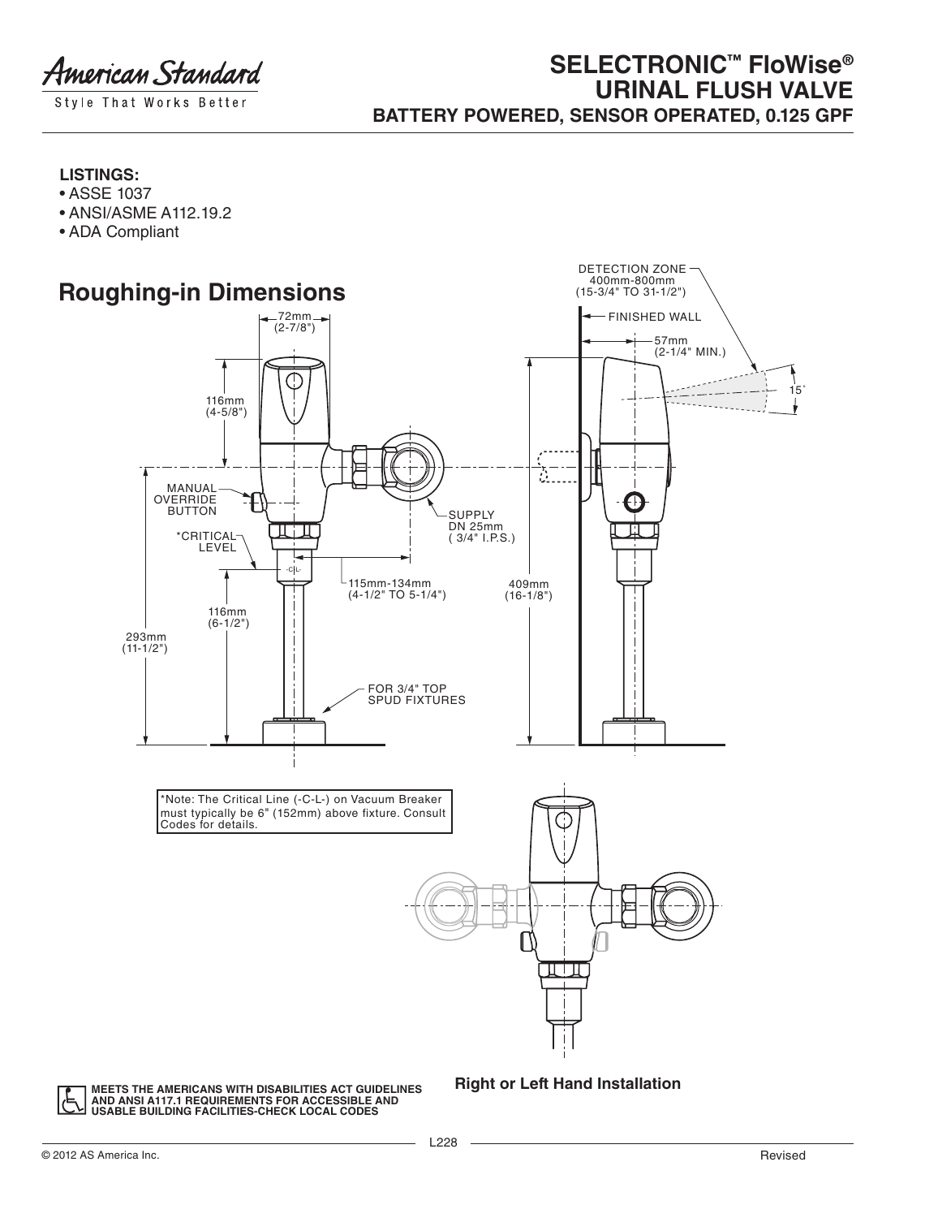# SELECTRONIC™ FloWise®
## URINAL FLUSH VALVE
### BATTERY POWERED, SENSOR OPERATED, 0.125 GPF

**LISTINGS:**
- ASSE 1037
- ANSI/ASME A112.19.2
- ADA Compliant

## Roughing-in Dimensions

72mm
(2-7/8")

116mm
(4-5/8")

MANUAL OVERRIDE BUTTON

*CRITICAL LEVEL

SUPPLY
DN 25mm
( 3/4" I.P.S.)

115mm-134mm
(4-1/2" TO 5-1/4")

116mm
(6-1/2")

293mm
(11-1/2")

FOR 3/4" TOP SPUD FIXTURES

DETECTION ZONE
400mm-800mm
(15-3/4" TO 31-1/2")

FINISHED WALL

57mm
(2-1/4" MIN.)

15°

409mm
(16-1/8")

*Note: The Critical Line (-C-L-) on Vacuum Breaker must typically be 6" (152mm) above fixture. Consult Codes for details.

**Right or Left Hand Installation**

**MEETS THE AMERICANS WITH DISABILITIES ACT GUIDELINES AND ANSI A117.1 REQUIREMENTS FOR ACCESSIBLE AND USABLE BUILDING FACILITIES-CHECK LOCAL CODES**

L228

© 2012 AS America Inc.

Revised